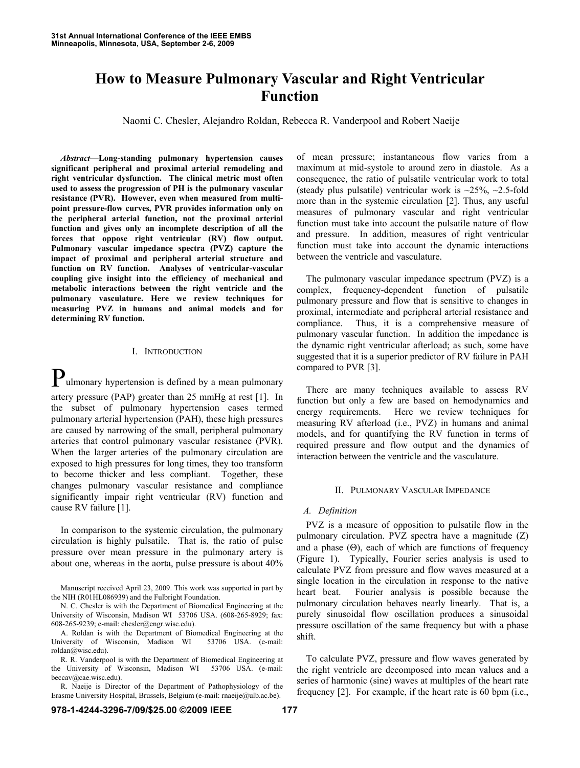# How to Measure Pulmonary Vascular and Right Ventricular Function

Naomi C. Chesler, Alejandro Roldan, Rebecca R. Vanderpool and Robert Naeije

***Abstract*—Long-standing pulmonary hypertension causes significant peripheral and proximal arterial remodeling and right ventricular dysfunction. The clinical metric most often used to assess the progression of PH is the pulmonary vascular resistance (PVR). However, even when measured from multi-point pressure-flow curves, PVR provides information only on the peripheral arterial function, not the proximal arterial function and gives only an incomplete description of all the forces that oppose right ventricular (RV) flow output. Pulmonary vascular impedance spectra (PVZ) capture the impact of proximal and peripheral arterial structure and function on RV function. Analyses of ventricular-vascular coupling give insight into the efficiency of mechanical and metabolic interactions between the right ventricle and the pulmonary vasculature. Here we review techniques for measuring PVZ in humans and animal models and for determining RV function.**

## I. Introduction

Pulmonary hypertension is defined by a mean pulmonary artery pressure (PAP) greater than 25 mmHg at rest [1]. In the subset of pulmonary hypertension cases termed pulmonary arterial hypertension (PAH), these high pressures are caused by narrowing of the small, peripheral pulmonary arteries that control pulmonary vascular resistance (PVR). When the larger arteries of the pulmonary circulation are exposed to high pressures for long times, they too transform to become thicker and less compliant. Together, these changes pulmonary vascular resistance and compliance significantly impair right ventricular (RV) function and cause RV failure [1].

In comparison to the systemic circulation, the pulmonary circulation is highly pulsatile. That is, the ratio of pulse pressure over mean pressure in the pulmonary artery is about one, whereas in the aorta, pulse pressure is about 40% of mean pressure; instantaneous flow varies from a maximum at mid-systole to around zero in diastole. As a consequence, the ratio of pulsatile ventricular work to total (steady plus pulsatile) ventricular work is ~25%, ~2.5-fold more than in the systemic circulation [2]. Thus, any useful measures of pulmonary vascular and right ventricular function must take into account the pulsatile nature of flow and pressure. In addition, measures of right ventricular function must take into account the dynamic interactions between the ventricle and vasculature.

The pulmonary vascular impedance spectrum (PVZ) is a complex, frequency-dependent function of pulsatile pulmonary pressure and flow that is sensitive to changes in proximal, intermediate and peripheral arterial resistance and compliance. Thus, it is a comprehensive measure of pulmonary vascular function. In addition the impedance is the dynamic right ventricular afterload; as such, some have suggested that it is a superior predictor of RV failure in PAH compared to PVR [3].

There are many techniques available to assess RV function but only a few are based on hemodynamics and energy requirements. Here we review techniques for measuring RV afterload (i.e., PVZ) in humans and animal models, and for quantifying the RV function in terms of required pressure and flow output and the dynamics of interaction between the ventricle and the vasculature.

## II. Pulmonary Vascular Impedance

### *A. Definition*

PVZ is a measure of opposition to pulsatile flow in the pulmonary circulation. PVZ spectra have a magnitude (Z) and a phase (Θ), each of which are functions of frequency (Figure 1). Typically, Fourier series analysis is used to calculate PVZ from pressure and flow waves measured at a single location in the circulation in response to the native heart beat. Fourier analysis is possible because the pulmonary circulation behaves nearly linearly. That is, a purely sinusoidal flow oscillation produces a sinusoidal pressure oscillation of the same frequency but with a phase shift.

To calculate PVZ, pressure and flow waves generated by the right ventricle are decomposed into mean values and a series of harmonic (sine) waves at multiples of the heart rate frequency [2]. For example, if the heart rate is 60 bpm (i.e.,

Manuscript received April 23, 2009. This work was supported in part by the NIH (R01HL086939) and the Fulbright Foundation.

N. C. Chesler is with the Department of Biomedical Engineering at the University of Wisconsin, Madison WI 53706 USA. (608-265-8929; fax: 608-265-9239; e-mail: chesler@engr.wisc.edu).

A. Roldan is with the Department of Biomedical Engineering at the University of Wisconsin, Madison WI 53706 USA. (e-mail: roldan@wisc.edu).

R. R. Vanderpool is with the Department of Biomedical Engineering at the University of Wisconsin, Madison WI 53706 USA. (e-mail: beccav@cae.wisc.edu).

R. Naeije is Director of the Department of Pathophysiology of the Erasme University Hospital, Brussels, Belgium (e-mail: rnaeije@ulb.ac.be).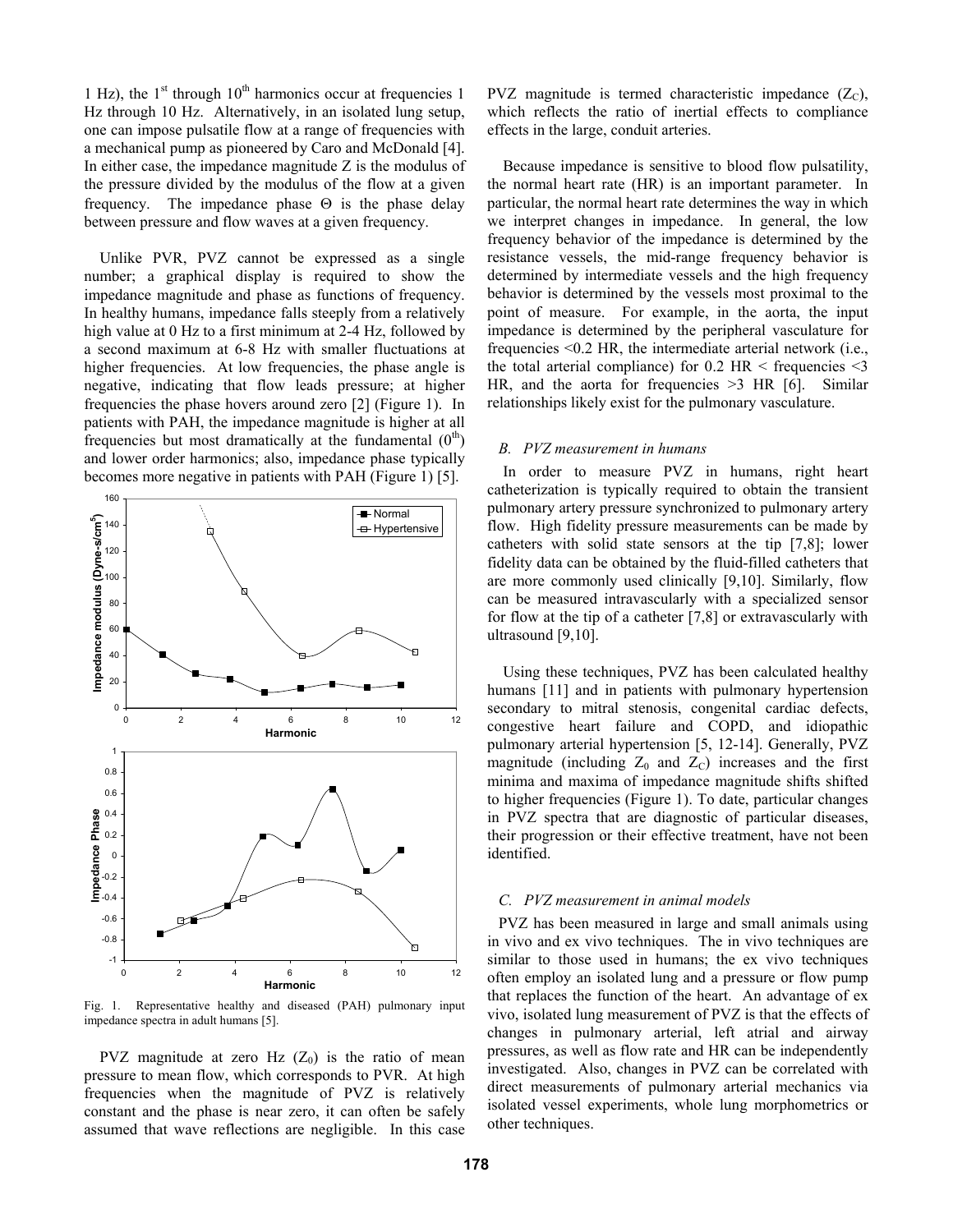1 Hz), the 1st through 10th harmonics occur at frequencies 1 Hz through 10 Hz. Alternatively, in an isolated lung setup, one can impose pulsatile flow at a range of frequencies with a mechanical pump as pioneered by Caro and McDonald [4]. In either case, the impedance magnitude Z is the modulus of the pressure divided by the modulus of the flow at a given frequency. The impedance phase Θ is the phase delay between pressure and flow waves at a given frequency.

Unlike PVR, PVZ cannot be expressed as a single number; a graphical display is required to show the impedance magnitude and phase as functions of frequency. In healthy humans, impedance falls steeply from a relatively high value at 0 Hz to a first minimum at 2-4 Hz, followed by a second maximum at 6-8 Hz with smaller fluctuations at higher frequencies. At low frequencies, the phase angle is negative, indicating that flow leads pressure; at higher frequencies the phase hovers around zero [2] (Figure 1). In patients with PAH, the impedance magnitude is higher at all frequencies but most dramatically at the fundamental ($0^{th}$) and lower order harmonics; also, impedance phase typically becomes more negative in patients with PAH (Figure 1) [5].

Fig. 1. Representative healthy and diseased (PAH) pulmonary input impedance spectra in adult humans [5].

PVZ magnitude at zero Hz ($Z_0$) is the ratio of mean pressure to mean flow, which corresponds to PVR. At high frequencies when the magnitude of PVZ is relatively constant and the phase is near zero, it can often be safely assumed that wave reflections are negligible. In this case PVZ magnitude is termed characteristic impedance ($Z_C$), which reflects the ratio of inertial effects to compliance effects in the large, conduit arteries.

Because impedance is sensitive to blood flow pulsatility, the normal heart rate (HR) is an important parameter. In particular, the normal heart rate determines the way in which we interpret changes in impedance. In general, the low frequency behavior of the impedance is determined by the resistance vessels, the mid-range frequency behavior is determined by intermediate vessels and the high frequency behavior is determined by the vessels most proximal to the point of measure. For example, in the aorta, the input impedance is determined by the peripheral vasculature for frequencies <0.2 HR, the intermediate arterial network (i.e., the total arterial compliance) for 0.2 HR < frequencies <3 HR, and the aorta for frequencies >3 HR [6]. Similar relationships likely exist for the pulmonary vasculature.

### *B. PVZ measurement in humans*

In order to measure PVZ in humans, right heart catheterization is typically required to obtain the transient pulmonary artery pressure synchronized to pulmonary artery flow. High fidelity pressure measurements can be made by catheters with solid state sensors at the tip [7,8]; lower fidelity data can be obtained by the fluid-filled catheters that are more commonly used clinically [9,10]. Similarly, flow can be measured intravascularly with a specialized sensor for flow at the tip of a catheter [7,8] or extravascularly with ultrasound [9,10].

Using these techniques, PVZ has been calculated healthy humans [11] and in patients with pulmonary hypertension secondary to mitral stenosis, congenital cardiac defects, congestive heart failure and COPD, and idiopathic pulmonary arterial hypertension [5, 12-14]. Generally, PVZ magnitude (including $Z_0$ and $Z_C$) increases and the first minima and maxima of impedance magnitude shifts shifted to higher frequencies (Figure 1). To date, particular changes in PVZ spectra that are diagnostic of particular diseases, their progression or their effective treatment, have not been identified.

### *C. PVZ measurement in animal models*

PVZ has been measured in large and small animals using in vivo and ex vivo techniques. The in vivo techniques are similar to those used in humans; the ex vivo techniques often employ an isolated lung and a pressure or flow pump that replaces the function of the heart. An advantage of ex vivo, isolated lung measurement of PVZ is that the effects of changes in pulmonary arterial, left atrial and airway pressures, as well as flow rate and HR can be independently investigated. Also, changes in PVZ can be correlated with direct measurements of pulmonary arterial mechanics via isolated vessel experiments, whole lung morphometrics or other techniques.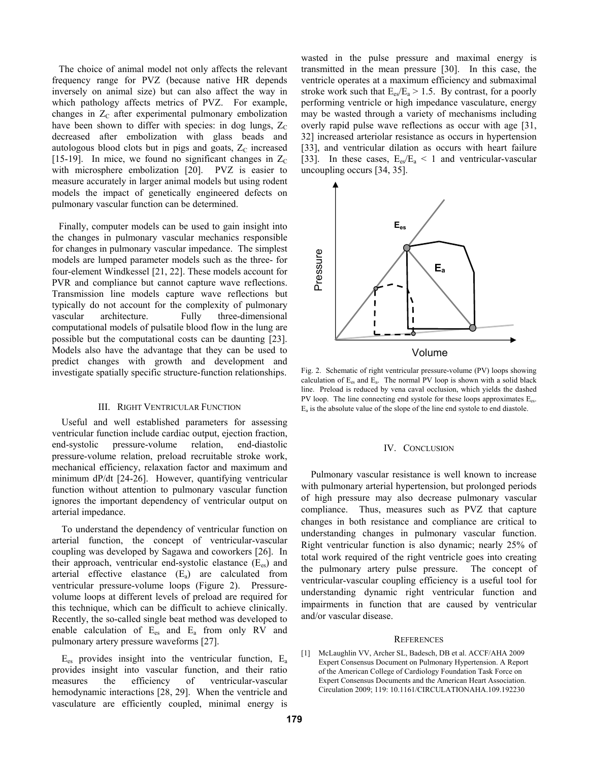The choice of animal model not only affects the relevant frequency range for PVZ (because native HR depends inversely on animal size) but can also affect the way in which pathology affects metrics of PVZ. For example, changes in $Z_C$ after experimental pulmonary embolization have been shown to differ with species: in dog lungs, $Z_C$ decreased after embolization with glass beads and autologous blood clots but in pigs and goats, $Z_C$ increased [15-19]. In mice, we found no significant changes in $Z_C$ with microsphere embolization [20]. PVZ is easier to measure accurately in larger animal models but using rodent models the impact of genetically engineered defects on pulmonary vascular function can be determined.

Finally, computer models can be used to gain insight into the changes in pulmonary vascular mechanics responsible for changes in pulmonary vascular impedance. The simplest models are lumped parameter models such as the three- for four-element Windkessel [21, 22]. These models account for PVR and compliance but cannot capture wave reflections. Transmission line models capture wave reflections but typically do not account for the complexity of pulmonary vascular architecture. Fully three-dimensional computational models of pulsatile blood flow in the lung are possible but the computational costs can be daunting [23]. Models also have the advantage that they can be used to predict changes with growth and development and investigate spatially specific structure-function relationships.

## III. Right Ventricular Function

Useful and well established parameters for assessing ventricular function include cardiac output, ejection fraction, end-systolic pressure-volume relation, end-diastolic pressure-volume relation, preload recruitable stroke work, mechanical efficiency, relaxation factor and maximum and minimum dP/dt [24-26]. However, quantifying ventricular function without attention to pulmonary vascular function ignores the important dependency of ventricular output on arterial impedance.

To understand the dependency of ventricular function on arterial function, the concept of ventricular-vascular coupling was developed by Sagawa and coworkers [26]. In their approach, ventricular end-systolic elastance ($E_{es}$) and arterial effective elastance ($E_a$) are calculated from ventricular pressure-volume loops (Figure 2). Pressure-volume loops at different levels of preload are required for this technique, which can be difficult to achieve clinically. Recently, the so-called single beat method was developed to enable calculation of $E_{es}$ and $E_a$ from only RV and pulmonary artery pressure waveforms [27].

$E_{es}$ provides insight into the ventricular function, $E_a$ provides insight into vascular function, and their ratio measures the efficiency of ventricular-vascular hemodynamic interactions [28, 29]. When the ventricle and vasculature are efficiently coupled, minimal energy is wasted in the pulse pressure and maximal energy is transmitted in the mean pressure [30]. In this case, the ventricle operates at a maximum efficiency and submaximal stroke work such that $E_{es}/E_a > 1.5$. By contrast, for a poorly performing ventricle or high impedance vasculature, energy may be wasted through a variety of mechanisms including overly rapid pulse wave reflections as occur with age [31, 32] increased arteriolar resistance as occurs in hypertension [33], and ventricular dilation as occurs with heart failure [33]. In these cases, $E_{es}/E_a < 1$ and ventricular-vascular uncoupling occurs [34, 35].

Fig. 2. Schematic of right ventricular pressure-volume (PV) loops showing calculation of $E_{es}$ and $E_a$. The normal PV loop is shown with a solid black line. Preload is reduced by vena caval occlusion, which yields the dashed PV loop. The line connecting end systole for these loops approximates $E_{es}$. $E_a$ is the absolute value of the slope of the line end systole to end diastole.

## IV. Conclusion

Pulmonary vascular resistance is well known to increase with pulmonary arterial hypertension, but prolonged periods of high pressure may also decrease pulmonary vascular compliance. Thus, measures such as PVZ that capture changes in both resistance and compliance are critical to understanding changes in pulmonary vascular function. Right ventricular function is also dynamic; nearly 25% of total work required of the right ventricle goes into creating the pulmonary artery pulse pressure. The concept of ventricular-vascular coupling efficiency is a useful tool for understanding dynamic right ventricular function and impairments in function that are caused by ventricular and/or vascular disease.

## References

[1] McLaughlin VV, Archer SL, Badesch, DB et al. ACCF/AHA 2009 Expert Consensus Document on Pulmonary Hypertension. A Report of the American College of Cardiology Foundation Task Force on Expert Consensus Documents and the American Heart Association. Circulation 2009; 119: 10.1161/CIRCULATIONAHA.109.192230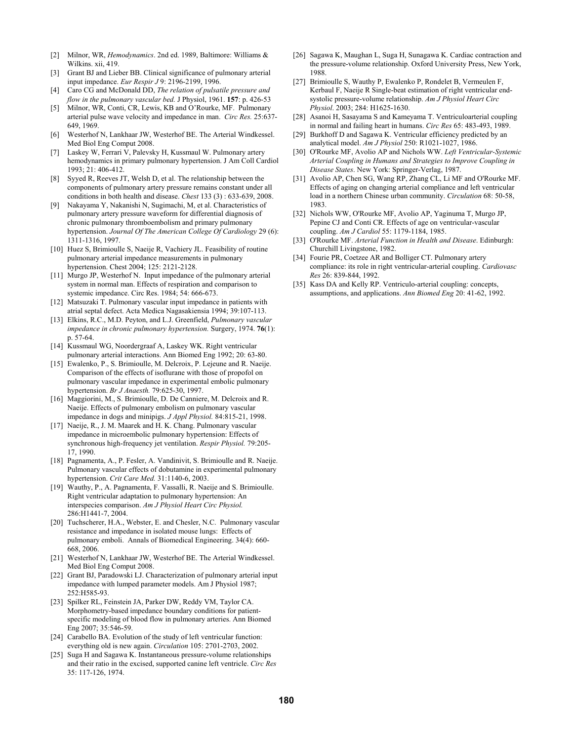[2] Milnor, WR, *Hemodynamics*. 2nd ed. 1989, Baltimore: Williams & Wilkins. xii, 419.

[3] Grant BJ and Lieber BB. Clinical significance of pulmonary arterial input impedance. *Eur Respir J* 9: 2196-2199, 1996.

[4] Caro CG and McDonald DD, *The relation of pulsatile pressure and flow in the pulmonary vascular bed.* J Physiol, 1961. **157**: p. 426-53

[5] Milnor, WR, Conti, CR, Lewis, KB and O'Rourke, MF. Pulmonary arterial pulse wave velocity and impedance in man. *Circ Res.* 25:637-649, 1969.

[6] Westerhof N, Lankhaar JW, Westerhof BE. The Arterial Windkessel. Med Biol Eng Comput 2008.

[7] Laskey W, Ferrari V, Palevsky H, Kussmaul W. Pulmonary artery hemodynamics in primary pulmonary hypertension. J Am Coll Cardiol 1993; 21: 406-412.

[8] Syyed R, Reeves JT, Welsh D, et al. The relationship between the components of pulmonary artery pressure remains constant under all conditions in both health and disease. *Chest* 133 (3) : 633-639, 2008.

[9] Nakayama Y, Nakanishi N, Sugimachi, M, et al. Characteristics of pulmonary artery pressure waveform for differential diagnosis of chronic pulmonary thromboembolism and primary pulmonary hypertension. *Journal Of The American College Of Cardiology* 29 (6): 1311-1316, 1997.

[10] Huez S, Brimioulle S, Naeije R, Vachiery JL. Feasibility of routine pulmonary arterial impedance measurements in pulmonary hypertension. Chest 2004; 125: 2121-2128.

[11] Murgo JP, Westerhof N. Input impedance of the pulmonary arterial system in normal man. Effects of respiration and comparison to systemic impedance. Circ Res. 1984; 54: 666-673.

[12] Matsuzaki T. Pulmonary vascular input impedance in patients with atrial septal defect. Acta Medica Nagasakiensia 1994; 39:107-113.

[13] Elkins, R.C., M.D. Peyton, and L.J. Greenfield, *Pulmonary vascular impedance in chronic pulmonary hypertension.* Surgery, 1974. **76**(1): p. 57-64.

[14] Kussmaul WG, Noordergraaf A, Laskey WK. Right ventricular pulmonary arterial interactions. Ann Biomed Eng 1992; 20: 63-80.

[15] Ewalenko, P., S. Brimioulle, M. Delcroix, P. Lejeune and R. Naeije. Comparison of the effects of isoflurane with those of propofol on pulmonary vascular impedance in experimental embolic pulmonary hypertension. *Br J Anaesth.* 79:625-30, 1997.

[16] Maggiorini, M., S. Brimioulle, D. De Canniere, M. Delcroix and R. Naeije. Effects of pulmonary embolism on pulmonary vascular impedance in dogs and minipigs. *J Appl Physiol.* 84:815-21, 1998.

[17] Naeije, R., J. M. Maarek and H. K. Chang. Pulmonary vascular impedance in microembolic pulmonary hypertension: Effects of synchronous high-frequency jet ventilation. *Respir Physiol.* 79:205-17, 1990.

[18] Pagnamenta, A., P. Fesler, A. Vandinivit, S. Brimioulle and R. Naeije. Pulmonary vascular effects of dobutamine in experimental pulmonary hypertension. *Crit Care Med.* 31:1140-6, 2003.

[19] Wauthy, P., A. Pagnamenta, F. Vassalli, R. Naeije and S. Brimioulle. Right ventricular adaptation to pulmonary hypertension: An interspecies comparison. *Am J Physiol Heart Circ Physiol.* 286:H1441-7, 2004.

[20] Tuchscherer, H.A., Webster, E. and Chesler, N.C. Pulmonary vascular resistance and impedance in isolated mouse lungs: Effects of pulmonary emboli. Annals of Biomedical Engineering. 34(4): 660-668, 2006.

[21] Westerhof N, Lankhaar JW, Westerhof BE. The Arterial Windkessel. Med Biol Eng Comput 2008.

[22] Grant BJ, Paradowski LJ. Characterization of pulmonary arterial input impedance with lumped parameter models. Am J Physiol 1987; 252:H585-93.

[23] Spilker RL, Feinstein JA, Parker DW, Reddy VM, Taylor CA. Morphometry-based impedance boundary conditions for patient-specific modeling of blood flow in pulmonary arteries. Ann Biomed Eng 2007; 35:546-59.

[24] Carabello BA. Evolution of the study of left ventricular function: everything old is new again. *Circulation* 105: 2701-2703, 2002.

[25] Suga H and Sagawa K. Instantaneous pressure-volume relationships and their ratio in the excised, supported canine left ventricle. *Circ Res* 35: 117-126, 1974.

[26] Sagawa K, Maughan L, Suga H, Sunagawa K. Cardiac contraction and the pressure-volume relationship. Oxford University Press, New York, 1988.

[27] Brimioulle S, Wauthy P, Ewalenko P, Rondelet B, Vermeulen F, Kerbaul F, Naeije R Single-beat estimation of right ventricular end-systolic pressure-volume relationship. *Am J Physiol Heart Circ Physiol*. 2003; 284: H1625-1630.

[28] Asanoi H, Sasayama S and Kameyama T. Ventriculoarterial coupling in normal and failing heart in humans. *Circ Res* 65: 483-493, 1989.

[29] Burkhoff D and Sagawa K. Ventricular efficiency predicted by an analytical model. *Am J Physiol* 250: R1021-1027, 1986.

[30] O'Rourke MF, Avolio AP and Nichols WW. *Left Ventricular-Systemic Arterial Coupling in Humans and Strategies to Improve Coupling in Disease States*. New York: Springer-Verlag, 1987.

[31] Avolio AP, Chen SG, Wang RP, Zhang CL, Li MF and O'Rourke MF. Effects of aging on changing arterial compliance and left ventricular load in a northern Chinese urban community. *Circulation* 68: 50-58, 1983.

[32] Nichols WW, O'Rourke MF, Avolio AP, Yaginuma T, Murgo JP, Pepine CJ and Conti CR. Effects of age on ventricular-vascular coupling. *Am J Cardiol* 55: 1179-1184, 1985.

[33] O'Rourke MF. *Arterial Function in Health and Disease*. Edinburgh: Churchill Livingstone, 1982.

[34] Fourie PR, Coetzee AR and Bolliger CT. Pulmonary artery compliance: its role in right ventricular-arterial coupling. *Cardiovasc Res* 26: 839-844, 1992.

[35] Kass DA and Kelly RP. Ventriculo-arterial coupling: concepts, assumptions, and applications. *Ann Biomed Eng* 20: 41-62, 1992.